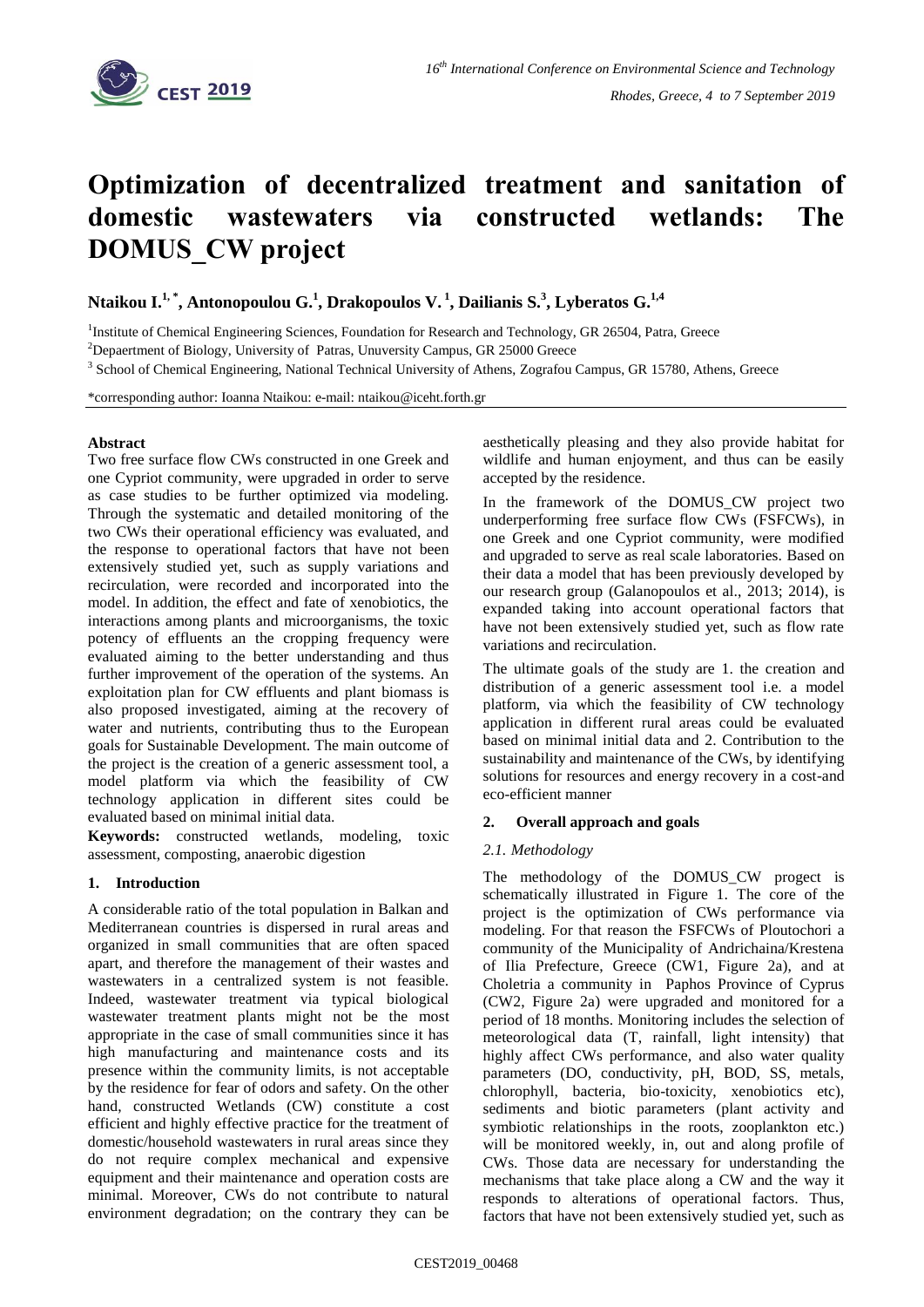# Optimization of decentralized treatment and sanitation of domestic wastewaters via constructed wetlands: The DOMUS_CW project

**Ntaikou I.[1,*], Antonopoulou G.[1], Drakopoulos V.[1], Dailianis S.[3], Lyberatos G.[1,4]**

[1]Institute of Chemical Engineering Sciences, Foundation for Research and Technology, GR 26504, Patra, Greece

[2]Depaertment of Biology, University of Patras, Unuversity Campus, GR 25000 Greece

[3] School of Chemical Engineering, National Technical University of Athens, Zografou Campus, GR 15780, Athens, Greece

*corresponding author: Ioanna Ntaikou: e-mail: ntaikou@iceht.forth.gr

**Abstract**

Two free surface flow CWs constructed in one Greek and one Cypriot community, were upgraded in order to serve as case studies to be further optimized via modeling. Through the systematic and detailed monitoring of the two CWs their operational efficiency was evaluated, and the response to operational factors that have not been extensively studied yet, such as supply variations and recirculation, were recorded and incorporated into the model. In addition, the effect and fate of xenobiotics, the interactions among plants and microorganisms, the toxic potency of effluents an the cropping frequency were evaluated aiming to the better understanding and thus further improvement of the operation of the systems. An exploitation plan for CW effluents and plant biomass is also proposed investigated, aiming at the recovery of water and nutrients, contributing thus to the European goals for Sustainable Development. The main outcome of the project is the creation of a generic assessment tool, a model platform via which the feasibility of CW technology application in different sites could be evaluated based on minimal initial data.

**Keywords:** constructed wetlands, modeling, toxic assessment, composting, anaerobic digestion

## 1. Introduction

A considerable ratio of the total population in Balkan and Mediterranean countries is dispersed in rural areas and organized in small communities that are often spaced apart, and therefore the management of their wastes and wastewaters in a centralized system is not feasible. Indeed, wastewater treatment via typical biological wastewater treatment plants might not be the most appropriate in the case of small communities since it has high manufacturing and maintenance costs and its presence within the community limits, is not acceptable by the residence for fear of odors and safety. On the other hand, constructed Wetlands (CW) constitute a cost efficient and highly effective practice for the treatment of domestic/household wastewaters in rural areas since they do not require complex mechanical and expensive equipment and their maintenance and operation costs are minimal. Moreover, CWs do not contribute to natural environment degradation; on the contrary they can be aesthetically pleasing and they also provide habitat for wildlife and human enjoyment, and thus can be easily accepted by the residence.

In the framework of the DOMUS_CW project two underperforming free surface flow CWs (FSFCWs), in one Greek and one Cypriot community, were modified and upgraded to serve as real scale laboratories. Based on their data a model that has been previously developed by our research group (Galanopoulos et al., 2013; 2014), is expanded taking into account operational factors that have not been extensively studied yet, such as flow rate variations and recirculation.

The ultimate goals of the study are 1. the creation and distribution of a generic assessment tool i.e. a model platform, via which the feasibility of CW technology application in different rural areas could be evaluated based on minimal initial data and 2. Contribution to the sustainability and maintenance of the CWs, by identifying solutions for resources and energy recovery in a cost-and eco-efficient manner

## 2. Overall approach and goals

### *2.1. Methodology*

The methodology of the DOMUS_CW progect is schematically illustrated in Figure 1. The core of the project is the optimization of CWs performance via modeling. For that reason the FSFCWs of Ploutochori a community of the Municipality of Andrichaina/Krestena of Ilia Prefecture, Greece (CW1, Figure 2a), and at Choletria a community in Paphos Province of Cyprus (CW2, Figure 2a) were upgraded and monitored for a period of 18 months. Monitoring includes the selection of meteorological data (T, rainfall, light intensity) that highly affect CWs performance, and also water quality parameters (DO, conductivity, pH, BOD, SS, metals, chlorophyll, bacteria, bio-toxicity, xenobiotics etc), sediments and biotic parameters (plant activity and symbiotic relationships in the roots, zooplankton etc.) will be monitored weekly, in, out and along profile of CWs. Those data are necessary for understanding the mechanisms that take place along a CW and the way it responds to alterations of operational factors. Thus, factors that have not been extensively studied yet, such as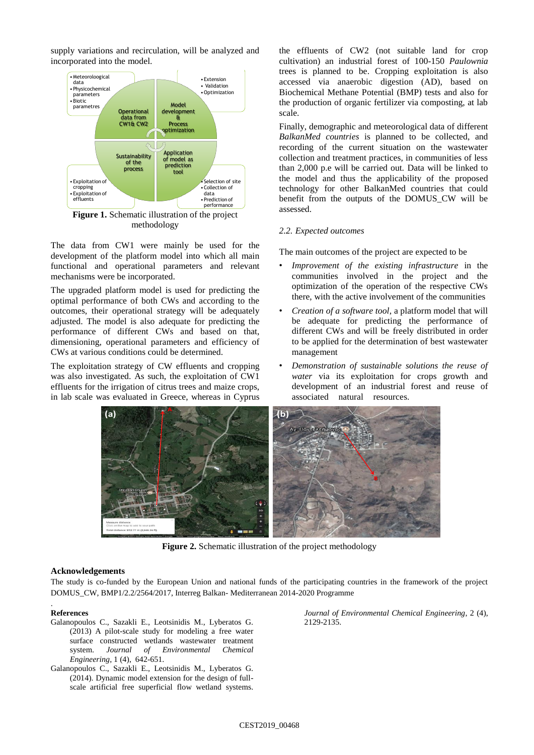supply variations and recirculation, will be analyzed and incorporated into the model.

- Meteorological data
- Physicochemical parameters
- Biotic parametres

Operational data from CW1& CW2

- Extension
- Validation
- Optimization

Model development & Process optimization

Sustainability of the process

- Exploitation of cropping
- Exploitation of effluents

Application of model as prediction tool

- Selection of site
- Collection of data
- Prediction of performance

**Figure 1.** Schematic illustration of the project methodology

The data from CW1 were mainly be used for the development of the platform model into which all main functional and operational parameters and relevant mechanisms were be incorporated.

The upgraded platform model is used for predicting the optimal performance of both CWs and according to the outcomes, their operational strategy will be adequately adjusted. The model is also adequate for predicting the performance of different CWs and based on that, dimensioning, operational parameters and efficiency of CWs at various conditions could be determined.

The exploitation strategy of CW effluents and cropping was also investigated. As such, the exploitation of CW1 effluents for the irrigation of citrus trees and maize crops, in lab scale was evaluated in Greece, whereas in Cyprus the effluents of CW2 (not suitable land for crop cultivation) an industrial forest of 100-150 *Paulownia* trees is planned to be. Cropping exploitation is also accessed via anaerobic digestion (AD), based on Biochemical Methane Potential (BMP) tests and also for the production of organic fertilizer via composting, at lab scale.

Finally, demographic and meteorological data of different *BalkanMed countries* is planned to be collected, and recording of the current situation on the wastewater collection and treatment practices, in communities of less than 2,000 p.e will be carried out. Data will be linked to the model and thus the applicability of the proposed technology for other BalkanMed countries that could benefit from the outputs of the DOMUS_CW will be assessed.

### *2.2. Expected outcomes*

The main outcomes of the project are expected to be

- *Improvement of the existing infrastructure* in the communities involved in the project and the optimization of the operation of the respective CWs there, with the active involvement of the communities
- *Creation of a software tool*, a platform model that will be adequate for predicting the performance of different CWs and will be freely distributed in order to be applied for the determination of best wastewater management
- *Demonstration of sustainable solutions the reuse of water* via its exploitation for crops growth and development of an industrial forest and reuse of associated natural resources.

(a)

(b)

**Figure 2.** Schematic illustration of the project methodology

## Acknowledgements

The study is co-funded by the European Union and national funds of the participating countries in the framework of the project DOMUS_CW, BMP1/2.2/2564/2017, Interreg Balkan- Mediterranean 2014-2020 Programme

## References

Galanopoulos C., Sazakli E., Leotsinidis M., Lyberatos G. (2013) A pilot-scale study for modeling a free water surface constructed wetlands wastewater treatment system. *Journal of Environmental Chemical Engineering*, 1 (4), 642-651.

Galanopoulos C., Sazakli E., Leotsinidis M., Lyberatos G. (2014). Dynamic model extension for the design of full-scale artificial free superficial flow wetland systems. *Journal of Environmental Chemical Engineering*, 2 (4), 2129-2135.